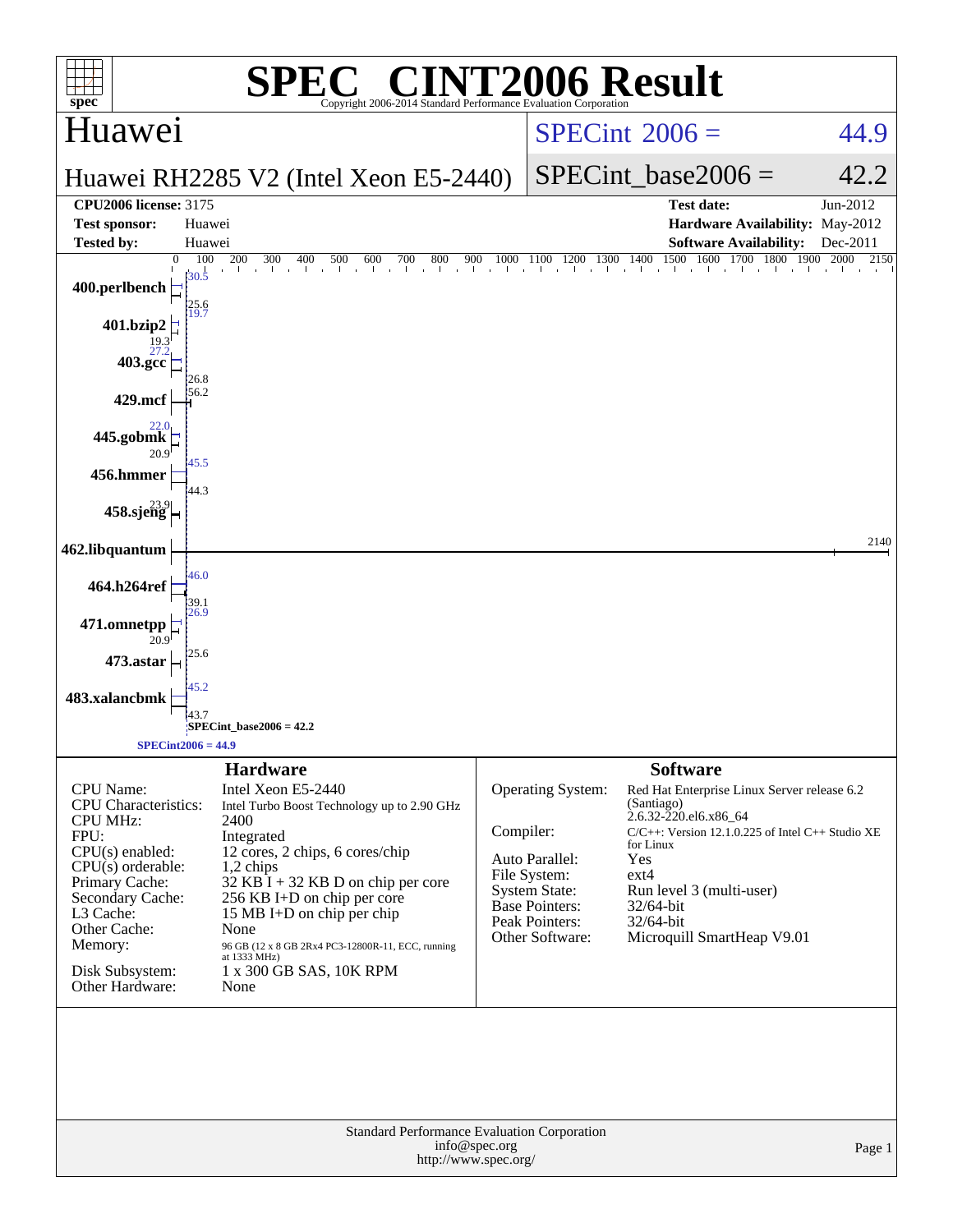# SPEC® CINT2006 Result

Copyright 2006-2014 Standard Performance Evaluation Corporation

## Huawei

Huawei RH2285 V2 (Intel Xeon E5-2440)

SPECint® 2006 = 44.9

SPECint_base2006 = 42.2

| | | | |
|---|---|---|---|
| **CPU2006 license:** | 3175 | **Test date:** | Jun-2012 |
| **Test sponsor:** | Huawei | **Hardware Availability:** | May-2012 |
| **Tested by:** | Huawei | **Software Availability:** | Dec-2011 |

| Benchmark | Base | Peak |
|---|---|---|
| 400.perlbench | 25.6 | 30.5 |
| 401.bzip2 | 19.3 | 19.7 |
| 403.gcc | 26.8 | 27.2 |
| 429.mcf | 56.2 | |
| 445.gobmk | 20.9 | 22.0 |
| 456.hmmer | 44.3 | 45.5 |
| 458.sjeng | | 23.9 |
| 462.libquantum | 2140 | |
| 464.h264ref | 39.1 | 46.0 |
| 471.omnetpp | 20.9 | 26.9 |
| 473.astar | 25.6 | |
| 483.xalancbmk | 43.7 | 45.2 |

SPECint_base2006 = 42.2

SPECint2006 = 44.9

### Hardware

| | |
|---|---|
| CPU Name: | Intel Xeon E5-2440 |
| CPU Characteristics: | Intel Turbo Boost Technology up to 2.90 GHz |
| CPU MHz: | 2400 |
| FPU: | Integrated |
| CPU(s) enabled: | 12 cores, 2 chips, 6 cores/chip |
| CPU(s) orderable: | 1,2 chips |
| Primary Cache: | 32 KB I + 32 KB D on chip per core |
| Secondary Cache: | 256 KB I+D on chip per core |
| L3 Cache: | 15 MB I+D on chip per chip |
| Other Cache: | None |
| Memory: | 96 GB (12 x 8 GB 2Rx4 PC3-12800R-11, ECC, running at 1333 MHz) |
| Disk Subsystem: | 1 x 300 GB SAS, 10K RPM |
| Other Hardware: | None |

### Software

| | |
|---|---|
| Operating System: | Red Hat Enterprise Linux Server release 6.2 (Santiago) 2.6.32-220.el6.x86_64 |
| Compiler: | C/C++: Version 12.1.0.225 of Intel C++ Studio XE for Linux |
| Auto Parallel: | Yes |
| File System: | ext4 |
| System State: | Run level 3 (multi-user) |
| Base Pointers: | 32/64-bit |
| Peak Pointers: | 32/64-bit |
| Other Software: | Microquill SmartHeap V9.01 |

Standard Performance Evaluation Corporation
info@spec.org
http://www.spec.org/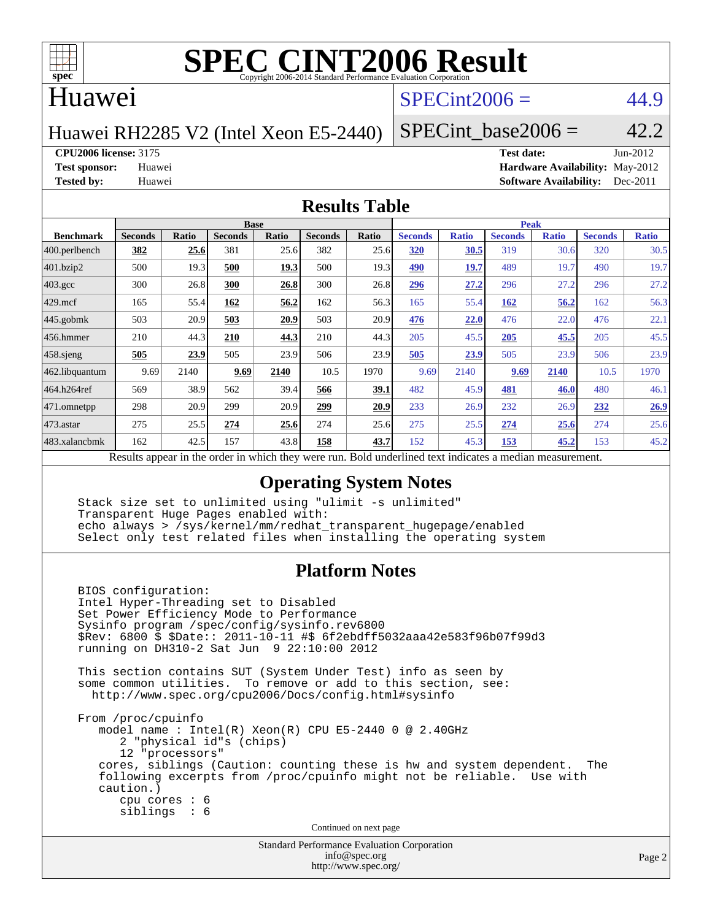# SPEC CINT2006 Result

Copyright 2006-2014 Standard Performance Evaluation Corporation

## Huawei

Huawei RH2285 V2 (Intel Xeon E5-2440)

SPECint2006 = 44.9

SPECint_base2006 = 42.2

**CPU2006 license:** 3175
**Test sponsor:** Huawei
**Tested by:** Huawei

**Test date:** Jun-2012
**Hardware Availability:** May-2012
**Software Availability:** Dec-2011

## Results Table

| Benchmark | Base | | | | | | Peak | | | | | |
|---|---|---|---|---|---|---|---|---|---|---|---|---|
| | Seconds | Ratio | Seconds | Ratio | Seconds | Ratio | Seconds | Ratio | Seconds | Ratio | Seconds | Ratio |
| 400.perlbench | **382** | **25.6** | 381 | 25.6 | 382 | 25.6 | **320** | **30.5** | 319 | 30.6 | 320 | 30.5 |
| 401.bzip2 | 500 | 19.3 | **500** | **19.3** | 500 | 19.3 | **490** | **19.7** | 489 | 19.7 | 490 | 19.7 |
| 403.gcc | 300 | 26.8 | **300** | **26.8** | 300 | 26.8 | **296** | **27.2** | 296 | 27.2 | 296 | 27.2 |
| 429.mcf | 165 | 55.4 | **162** | **56.2** | 162 | 56.3 | 165 | 55.4 | **162** | **56.2** | 162 | 56.3 |
| 445.gobmk | 503 | 20.9 | **503** | **20.9** | 503 | 20.9 | **476** | **22.0** | 476 | 22.0 | 476 | 22.1 |
| 456.hmmer | 210 | 44.3 | **210** | **44.3** | 210 | 44.3 | 205 | 45.5 | **205** | **45.5** | 205 | 45.5 |
| 458.sjeng | **505** | **23.9** | 505 | 23.9 | 506 | 23.9 | **505** | **23.9** | 505 | 23.9 | 506 | 23.9 |
| 462.libquantum | 9.69 | 2140 | **9.69** | **2140** | 10.5 | 1970 | 9.69 | 2140 | **9.69** | **2140** | 10.5 | 1970 |
| 464.h264ref | 569 | 38.9 | 562 | 39.4 | **566** | **39.1** | 482 | 45.9 | **481** | **46.0** | 480 | 46.1 |
| 471.omnetpp | 298 | 20.9 | 299 | 20.9 | **299** | **20.9** | 233 | 26.9 | 232 | 26.9 | **232** | **26.9** |
| 473.astar | 275 | 25.5 | **274** | **25.6** | 274 | 25.6 | 275 | 25.5 | **274** | **25.6** | 274 | 25.6 |
| 483.xalancbmk | 162 | 42.5 | 157 | 43.8 | **158** | **43.7** | 152 | 45.3 | **153** | **45.2** | 153 | 45.2 |

Results appear in the order in which they were run. Bold underlined text indicates a median measurement.

## Operating System Notes

```
Stack size set to unlimited using "ulimit -s unlimited"
Transparent Huge Pages enabled with:
echo always > /sys/kernel/mm/redhat_transparent_hugepage/enabled
Select only test related files when installing the operating system
```

## Platform Notes

```
BIOS configuration:
Intel Hyper-Threading set to Disabled
Set Power Efficiency Mode to Performance
Sysinfo program /spec/config/sysinfo.rev6800
$Rev: 6800 $ $Date:: 2011-10-11 #$ 6f2ebdff5032aaa42e583f96b07f99d3
running on DH310-2 Sat Jun  9 22:10:00 2012

This section contains SUT (System Under Test) info as seen by
some common utilities.  To remove or add to this section, see:
  http://www.spec.org/cpu2006/Docs/config.html#sysinfo

From /proc/cpuinfo
   model name : Intel(R) Xeon(R) CPU E5-2440 0 @ 2.40GHz
      2 "physical id"s (chips)
      12 "processors"
   cores, siblings (Caution: counting these is hw and system dependent.  The
   following excerpts from /proc/cpuinfo might not be reliable.  Use with
   caution.)
      cpu cores : 6
      siblings  : 6
```

Continued on next page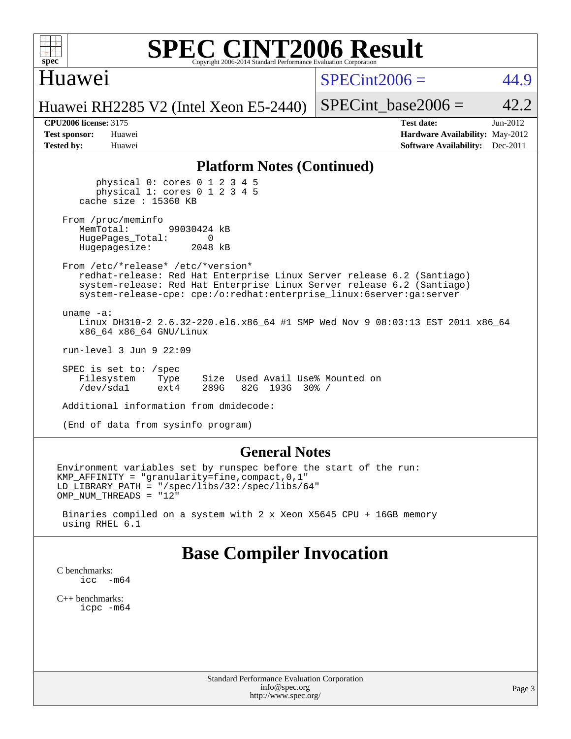# SPEC CINT2006 Result

Copyright 2006-2014 Standard Performance Evaluation Corporation

## Huawei

Huawei RH2285 V2 (Intel Xeon E5-2440)

SPECint2006 = 44.9

SPECint_base2006 = 42.2

**CPU2006 license:** 3175
**Test sponsor:** Huawei
**Tested by:** Huawei

**Test date:** Jun-2012
**Hardware Availability:** May-2012
**Software Availability:** Dec-2011

### Platform Notes (Continued)

```
        physical 0: cores 0 1 2 3 4 5
        physical 1: cores 0 1 2 3 4 5
    cache size : 15360 KB

  From /proc/meminfo
     MemTotal:       99030424 kB
     HugePages_Total:       0
     Hugepagesize:       2048 kB

  From /etc/*release* /etc/*version*
     redhat-release: Red Hat Enterprise Linux Server release 6.2 (Santiago)
     system-release: Red Hat Enterprise Linux Server release 6.2 (Santiago)
     system-release-cpe: cpe:/o:redhat:enterprise_linux:6server:ga:server

  uname -a:
     Linux DH310-2 2.6.32-220.el6.x86_64 #1 SMP Wed Nov 9 08:03:13 EST 2011 x86_64
     x86_64 x86_64 GNU/Linux

  run-level 3 Jun 9 22:09

  SPEC is set to: /spec
     Filesystem    Type    Size  Used Avail Use% Mounted on
     /dev/sda1     ext4    289G   82G  193G  30% /

  Additional information from dmidecode:

  (End of data from sysinfo program)
```

### General Notes

```
Environment variables set by runspec before the start of the run:
KMP_AFFINITY = "granularity=fine,compact,0,1"
LD_LIBRARY_PATH = "/spec/libs/32:/spec/libs/64"
OMP_NUM_THREADS = "12"

 Binaries compiled on a system with 2 x Xeon X5645 CPU + 16GB memory
 using RHEL 6.1
```

## Base Compiler Invocation

C benchmarks:
    icc -m64

C++ benchmarks:
    icpc -m64

Standard Performance Evaluation Corporation
info@spec.org
http://www.spec.org/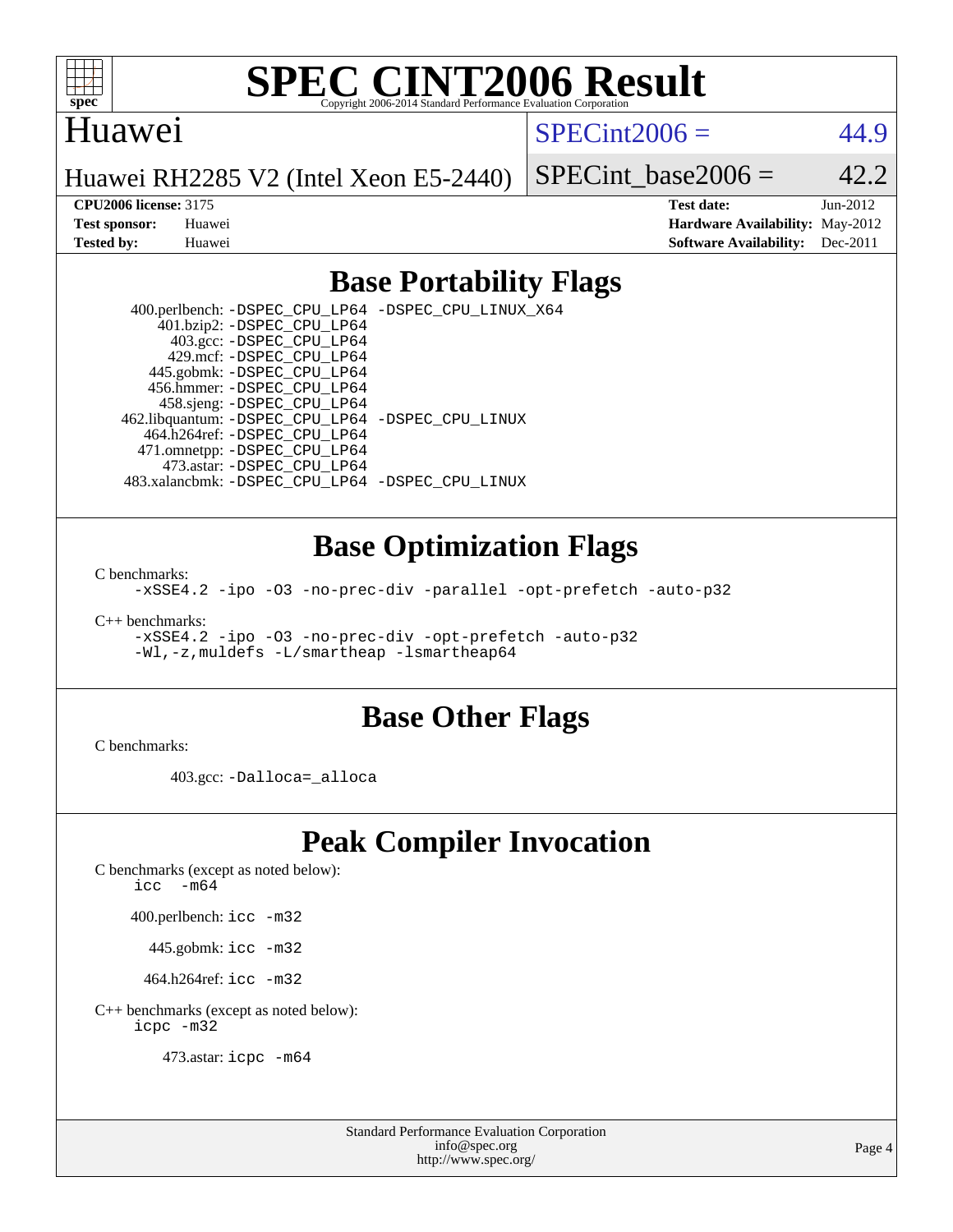# SPEC CINT2006 Result

Huawei

Huawei RH2285 V2 (Intel Xeon E5-2440)

SPECint2006 = 44.9

SPECint_base2006 = 42.2

**CPU2006 license:** 3175
**Test sponsor:** Huawei
**Tested by:** Huawei

**Test date:** Jun-2012
**Hardware Availability:** May-2012
**Software Availability:** Dec-2011

## Base Portability Flags

400.perlbench: -DSPEC_CPU_LP64 -DSPEC_CPU_LINUX_X64
401.bzip2: -DSPEC_CPU_LP64
403.gcc: -DSPEC_CPU_LP64
429.mcf: -DSPEC_CPU_LP64
445.gobmk: -DSPEC_CPU_LP64
456.hmmer: -DSPEC_CPU_LP64
458.sjeng: -DSPEC_CPU_LP64
462.libquantum: -DSPEC_CPU_LP64 -DSPEC_CPU_LINUX
464.h264ref: -DSPEC_CPU_LP64
471.omnetpp: -DSPEC_CPU_LP64
473.astar: -DSPEC_CPU_LP64
483.xalancbmk: -DSPEC_CPU_LP64 -DSPEC_CPU_LINUX

## Base Optimization Flags

C benchmarks:
-xSSE4.2 -ipo -O3 -no-prec-div -parallel -opt-prefetch -auto-p32

C++ benchmarks:
-xSSE4.2 -ipo -O3 -no-prec-div -opt-prefetch -auto-p32
-Wl,-z,muldefs -L/smartheap -lsmartheap64

## Base Other Flags

C benchmarks:

403.gcc: -Dalloca=_alloca

## Peak Compiler Invocation

C benchmarks (except as noted below):
icc -m64

400.perlbench: icc -m32

445.gobmk: icc -m32

464.h264ref: icc -m32

C++ benchmarks (except as noted below):
icpc -m32

473.astar: icpc -m64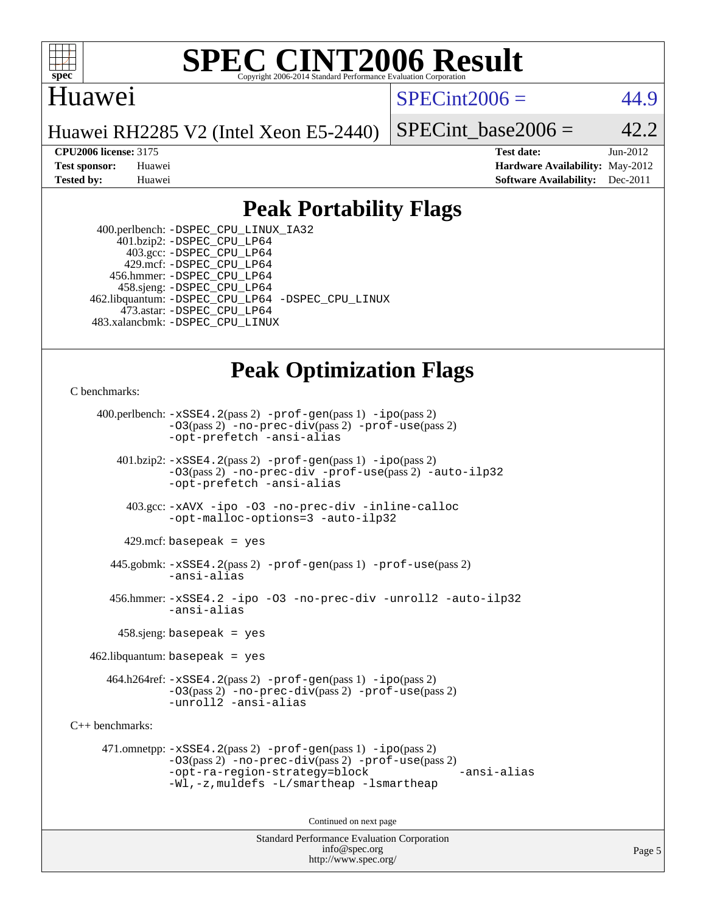# SPEC CINT2006 Result

Copyright 2006-2014 Standard Performance Evaluation Corporation

## Huawei

Huawei RH2285 V2 (Intel Xeon E5-2440)

SPECint2006 = 44.9

SPECint_base2006 = 42.2

**CPU2006 license:** 3175
**Test sponsor:** Huawei
**Tested by:** Huawei

**Test date:** Jun-2012
**Hardware Availability:** May-2012
**Software Availability:** Dec-2011

## Peak Portability Flags

400.perlbench: -DSPEC_CPU_LINUX_IA32
401.bzip2: -DSPEC_CPU_LP64
403.gcc: -DSPEC_CPU_LP64
429.mcf: -DSPEC_CPU_LP64
456.hmmer: -DSPEC_CPU_LP64
458.sjeng: -DSPEC_CPU_LP64
462.libquantum: -DSPEC_CPU_LP64 -DSPEC_CPU_LINUX
473.astar: -DSPEC_CPU_LP64
483.xalancbmk: -DSPEC_CPU_LINUX

## Peak Optimization Flags

C benchmarks:

400.perlbench: -xSSE4.2(pass 2) -prof-gen(pass 1) -ipo(pass 2) -O3(pass 2) -no-prec-div(pass 2) -prof-use(pass 2) -opt-prefetch -ansi-alias

401.bzip2: -xSSE4.2(pass 2) -prof-gen(pass 1) -ipo(pass 2) -O3(pass 2) -no-prec-div -prof-use(pass 2) -auto-ilp32 -opt-prefetch -ansi-alias

403.gcc: -xAVX -ipo -O3 -no-prec-div -inline-calloc -opt-malloc-options=3 -auto-ilp32

429.mcf: basepeak = yes

445.gobmk: -xSSE4.2(pass 2) -prof-gen(pass 1) -prof-use(pass 2) -ansi-alias

456.hmmer: -xSSE4.2 -ipo -O3 -no-prec-div -unroll2 -auto-ilp32 -ansi-alias

458.sjeng: basepeak = yes

462.libquantum: basepeak = yes

464.h264ref: -xSSE4.2(pass 2) -prof-gen(pass 1) -ipo(pass 2) -O3(pass 2) -no-prec-div(pass 2) -prof-use(pass 2) -unroll2 -ansi-alias

C++ benchmarks:

471.omnetpp: -xSSE4.2(pass 2) -prof-gen(pass 1) -ipo(pass 2) -O3(pass 2) -no-prec-div(pass 2) -prof-use(pass 2) -opt-ra-region-strategy=block -ansi-alias -Wl,-z,muldefs -L/smartheap -lsmartheap

Continued on next page

Standard Performance Evaluation Corporation
info@spec.org
http://www.spec.org/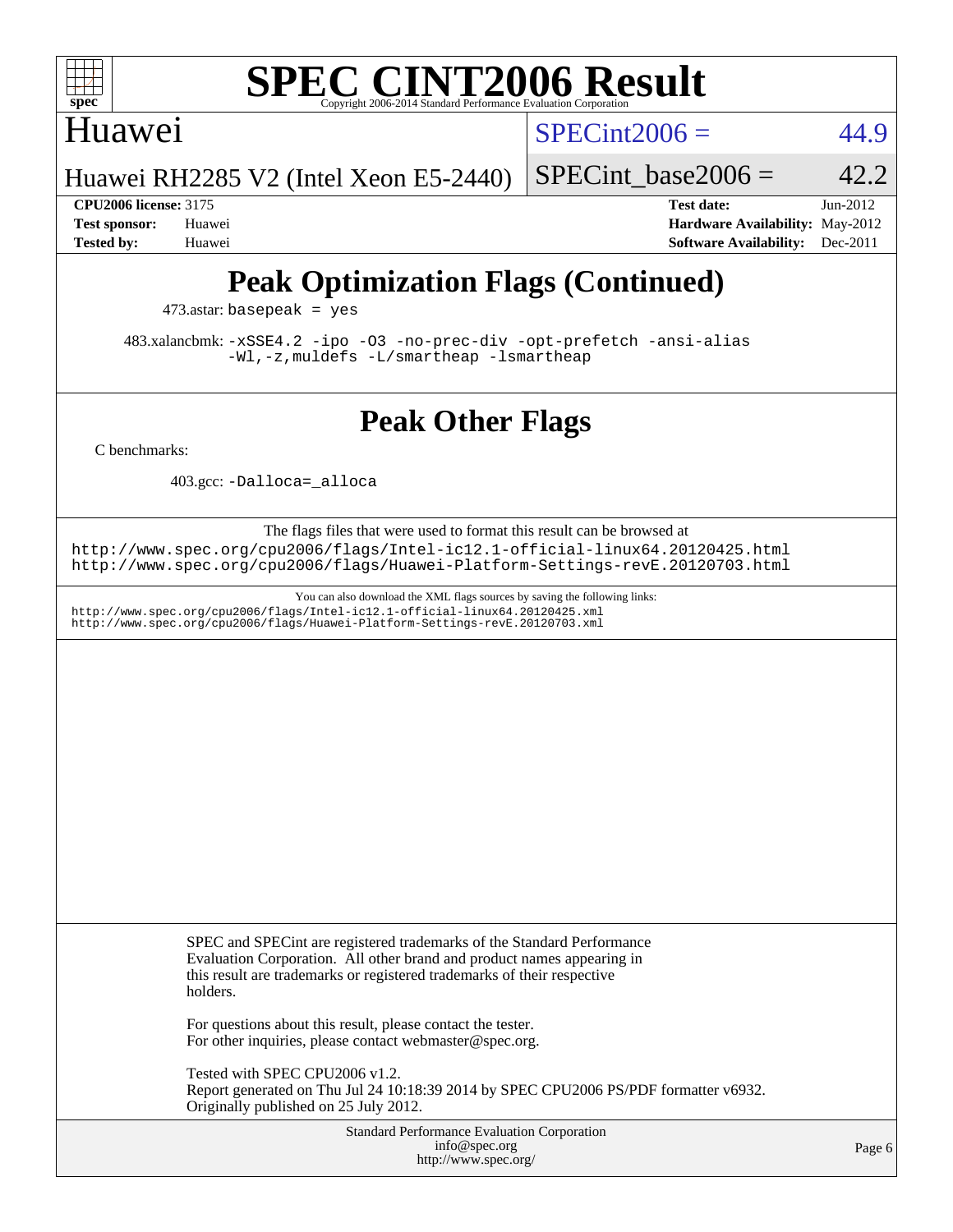# Peak Optimization Flags (Continued)

473.astar: basepeak = yes

483.xalancbmk: -xSSE4.2 -ipo -O3 -no-prec-div -opt-prefetch -ansi-alias -Wl,-z,muldefs -L/smartheap -lsmartheap

# Peak Other Flags

C benchmarks:

403.gcc: -Dalloca=_alloca

The flags files that were used to format this result can be browsed at
http://www.spec.org/cpu2006/flags/Intel-ic12.1-official-linux64.20120425.html
http://www.spec.org/cpu2006/flags/Huawei-Platform-Settings-revE.20120703.html

You can also download the XML flags sources by saving the following links:
http://www.spec.org/cpu2006/flags/Intel-ic12.1-official-linux64.20120425.xml
http://www.spec.org/cpu2006/flags/Huawei-Platform-Settings-revE.20120703.xml

SPEC and SPECint are registered trademarks of the Standard Performance Evaluation Corporation. All other brand and product names appearing in this result are trademarks or registered trademarks of their respective holders.

For questions about this result, please contact the tester.
For other inquiries, please contact webmaster@spec.org.

Tested with SPEC CPU2006 v1.2.
Report generated on Thu Jul 24 10:18:39 2014 by SPEC CPU2006 PS/PDF formatter v6932.
Originally published on 25 July 2012.